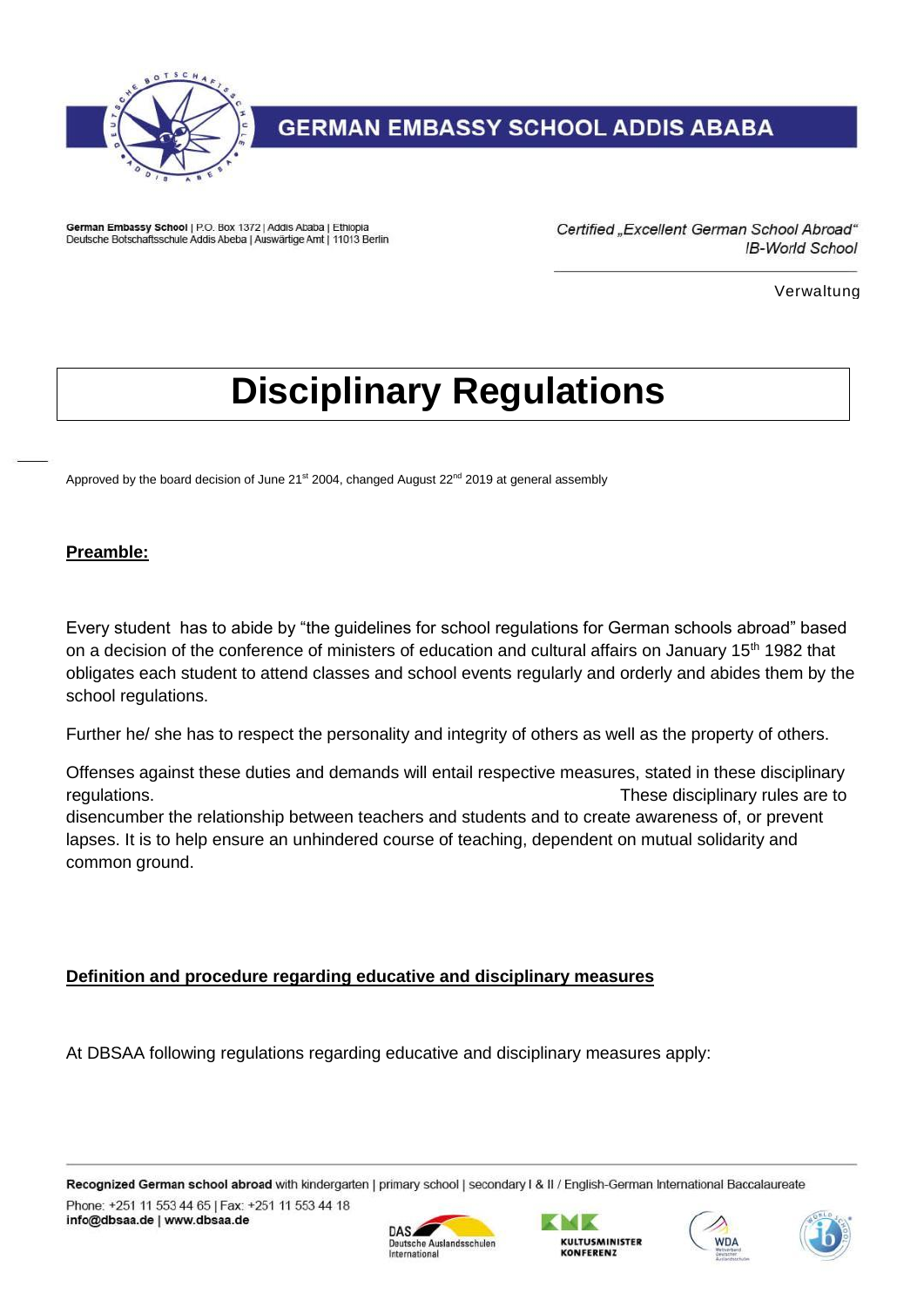# GERMAN EMBASSY SCHOOL ADDIS ABABA

German Embassy School | P.O. Box 1372 | Addis Ababa | Ethiopia
Deutsche Botschaftsschule Addis Abeba | Auswärtige Amt | 11013 Berlin

*Certified „Excellent German School Abroad"*
*IB-World School*

Verwaltung

# Disciplinary Regulations

Approved by the board decision of June 21st 2004, changed August 22nd 2019 at general assembly

**Preamble:**

Every student has to abide by "the guidelines for school regulations for German schools abroad" based on a decision of the conference of ministers of education and cultural affairs on January 15th 1982 that obligates each student to attend classes and school events regularly and orderly and abides them by the school regulations.

Further he/ she has to respect the personality and integrity of others as well as the property of others.

Offenses against these duties and demands will entail respective measures, stated in these disciplinary regulations. These disciplinary rules are to disencumber the relationship between teachers and students and to create awareness of, or prevent lapses. It is to help ensure an unhindered course of teaching, dependent on mutual solidarity and common ground.

## Definition and procedure regarding educative and disciplinary measures

At DBSAA following regulations regarding educative and disciplinary measures apply:

**Recognized German school abroad** with kindergarten | primary school | secondary I & II / English-German International Baccalaureate
Phone: +251 11 553 44 65 | Fax: +251 11 553 44 18
**info@dbsaa.de | www.dbsaa.de**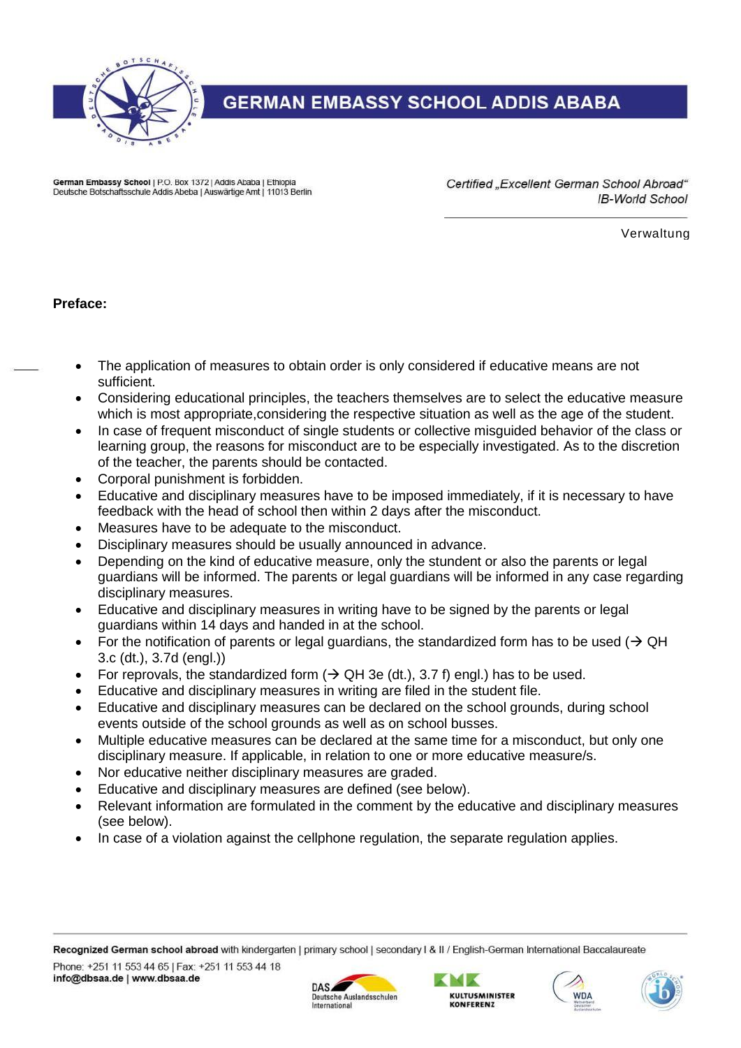Verwaltung

**Preface:**

- The application of measures to obtain order is only considered if educative means are not sufficient.
- Considering educational principles, the teachers themselves are to select the educative measure which is most appropriate,considering the respective situation as well as the age of the student.
- In case of frequent misconduct of single students or collective misguided behavior of the class or learning group, the reasons for misconduct are to be especially investigated. As to the discretion of the teacher, the parents should be contacted.
- Corporal punishment is forbidden.
- Educative and disciplinary measures have to be imposed immediately, if it is necessary to have feedback with the head of school then within 2 days after the misconduct.
- Measures have to be adequate to the misconduct.
- Disciplinary measures should be usually announced in advance.
- Depending on the kind of educative measure, only the stundent or also the parents or legal guardians will be informed. The parents or legal guardians will be informed in any case regarding disciplinary measures.
- Educative and disciplinary measures in writing have to be signed by the parents or legal guardians within 14 days and handed in at the school.
- For the notification of parents or legal guardians, the standardized form has to be used (→ QH 3.c (dt.), 3.7d (engl.))
- For reprovals, the standardized form (→ QH 3e (dt.), 3.7 f) engl.) has to be used.
- Educative and disciplinary measures in writing are filed in the student file.
- Educative and disciplinary measures can be declared on the school grounds, during school events outside of the school grounds as well as on school busses.
- Multiple educative measures can be declared at the same time for a misconduct, but only one disciplinary measure. If applicable, in relation to one or more educative measure/s.
- Nor educative neither disciplinary measures are graded.
- Educative and disciplinary measures are defined (see below).
- Relevant information are formulated in the comment by the educative and disciplinary measures (see below).
- In case of a violation against the cellphone regulation, the separate regulation applies.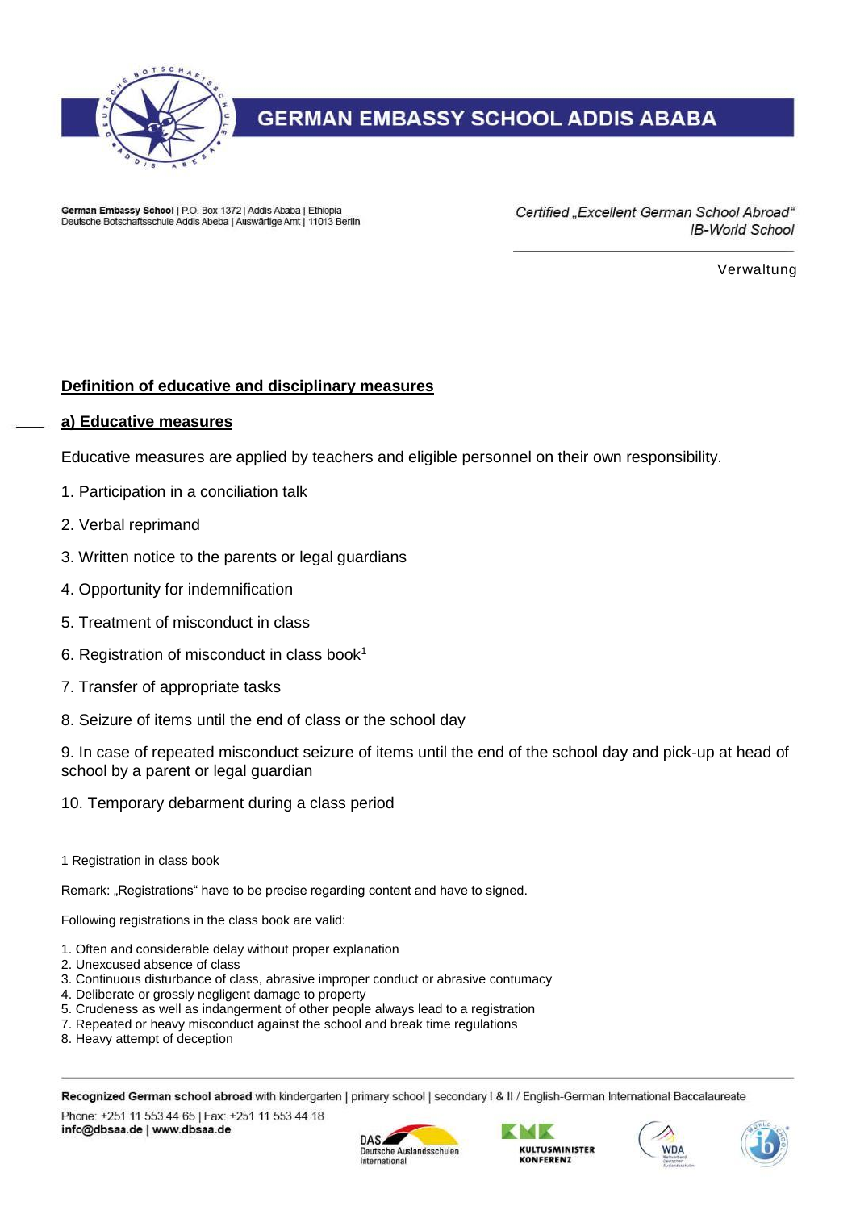Certified „Excellent German School Abroad"
IB-World School

Verwaltung

## Definition of educative and disciplinary measures

### a) Educative measures

Educative measures are applied by teachers and eligible personnel on their own responsibility.

1. Participation in a conciliation talk

2. Verbal reprimand

3. Written notice to the parents or legal guardians

4. Opportunity for indemnification

5. Treatment of misconduct in class

6. Registration of misconduct in class book[1]

7. Transfer of appropriate tasks

8. Seizure of items until the end of class or the school day

9. In case of repeated misconduct seizure of items until the end of the school day and pick-up at head of school by a parent or legal guardian

10. Temporary debarment during a class period

---

1 Registration in class book

Remark: „Registrations" have to be precise regarding content and have to signed.

Following registrations in the class book are valid:

1. Often and considerable delay without proper explanation
2. Unexcused absence of class
3. Continuous disturbance of class, abrasive improper conduct or abrasive contumacy
4. Deliberate or grossly negligent damage to property
5. Crudeness as well as indangerment of other people always lead to a registration
7. Repeated or heavy misconduct against the school and break time regulations
8. Heavy attempt of deception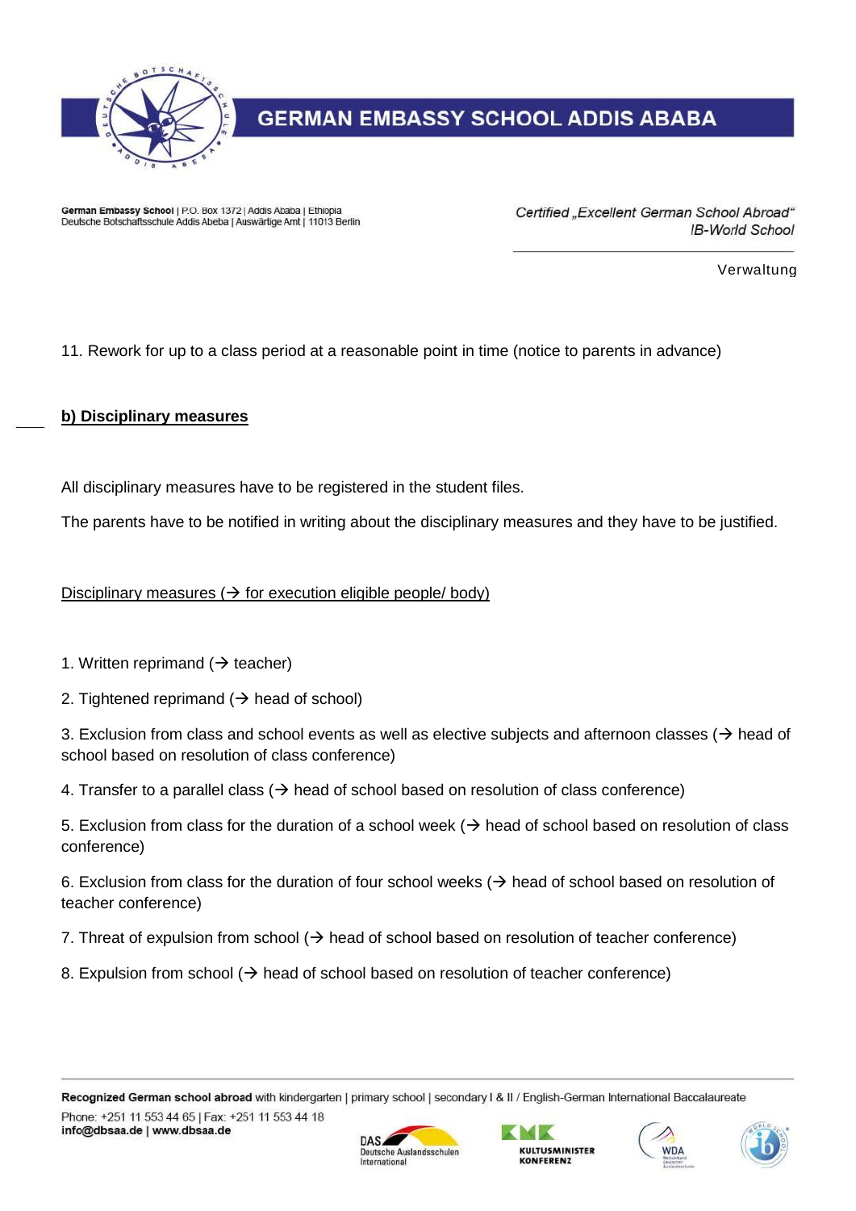11. Rework for up to a class period at a reasonable point in time (notice to parents in advance)

**b) Disciplinary measures**

All disciplinary measures have to be registered in the student files.

The parents have to be notified in writing about the disciplinary measures and they have to be justified.

Disciplinary measures (→ for execution eligible people/ body)

1. Written reprimand (→ teacher)
2. Tightened reprimand (→ head of school)
3. Exclusion from class and school events as well as elective subjects and afternoon classes (→ head of school based on resolution of class conference)
4. Transfer to a parallel class (→ head of school based on resolution of class conference)
5. Exclusion from class for the duration of a school week (→ head of school based on resolution of class conference)
6. Exclusion from class for the duration of four school weeks (→ head of school based on resolution of teacher conference)
7. Threat of expulsion from school (→ head of school based on resolution of teacher conference)
8. Expulsion from school (→ head of school based on resolution of teacher conference)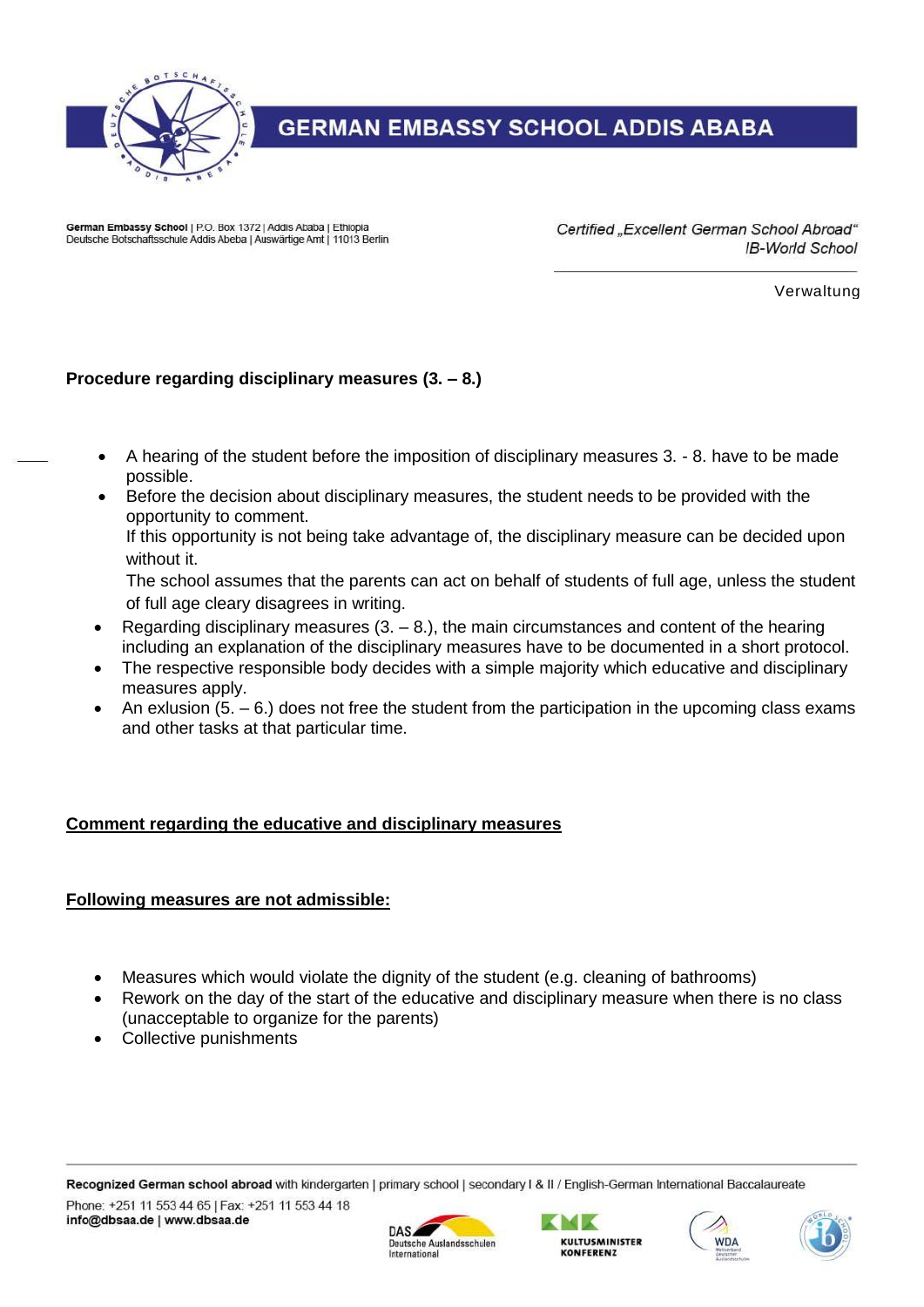## Procedure regarding disciplinary measures (3. – 8.)

- A hearing of the student before the imposition of disciplinary measures 3. - 8. have to be made possible.
- Before the decision about disciplinary measures, the student needs to be provided with the opportunity to comment.
  If this opportunity is not being take advantage of, the disciplinary measure can be decided upon without it.
  The school assumes that the parents can act on behalf of students of full age, unless the student of full age cleary disagrees in writing.
- Regarding disciplinary measures (3. – 8.), the main circumstances and content of the hearing including an explanation of the disciplinary measures have to be documented in a short protocol.
- The respective responsible body decides with a simple majority which educative and disciplinary measures apply.
- An exlusion (5. – 6.) does not free the student from the participation in the upcoming class exams and other tasks at that particular time.

**<u>Comment regarding the educative and disciplinary measures</u>**

**<u>Following measures are not admissible:</u>**

- Measures which would violate the dignity of the student (e.g. cleaning of bathrooms)
- Rework on the day of the start of the educative and disciplinary measure when there is no class (unacceptable to organize for the parents)
- Collective punishments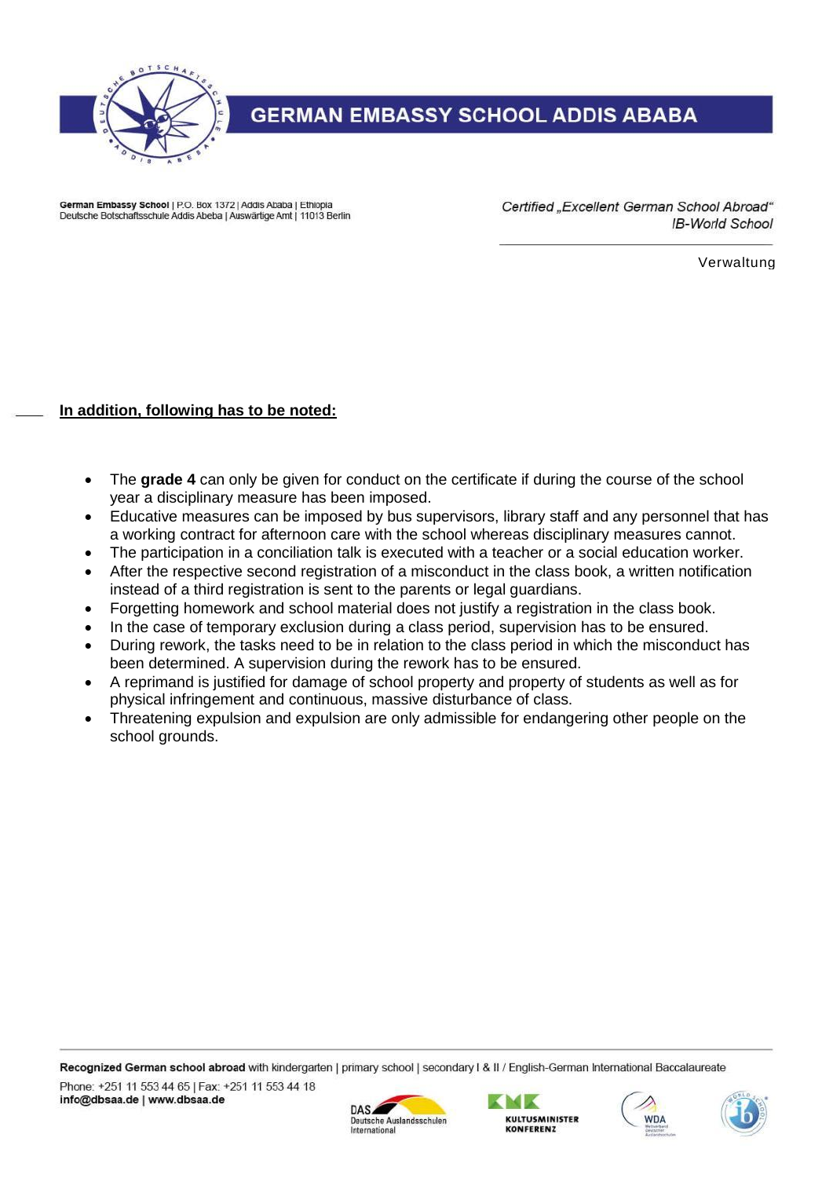**In addition, following has to be noted:**

- The **grade 4** can only be given for conduct on the certificate if during the course of the school year a disciplinary measure has been imposed.
- Educative measures can be imposed by bus supervisors, library staff and any personnel that has a working contract for afternoon care with the school whereas disciplinary measures cannot.
- The participation in a conciliation talk is executed with a teacher or a social education worker.
- After the respective second registration of a misconduct in the class book, a written notification instead of a third registration is sent to the parents or legal guardians.
- Forgetting homework and school material does not justify a registration in the class book.
- In the case of temporary exclusion during a class period, supervision has to be ensured.
- During rework, the tasks need to be in relation to the class period in which the misconduct has been determined. A supervision during the rework has to be ensured.
- A reprimand is justified for damage of school property and property of students as well as for physical infringement and continuous, massive disturbance of class.
- Threatening expulsion and expulsion are only admissible for endangering other people on the school grounds.